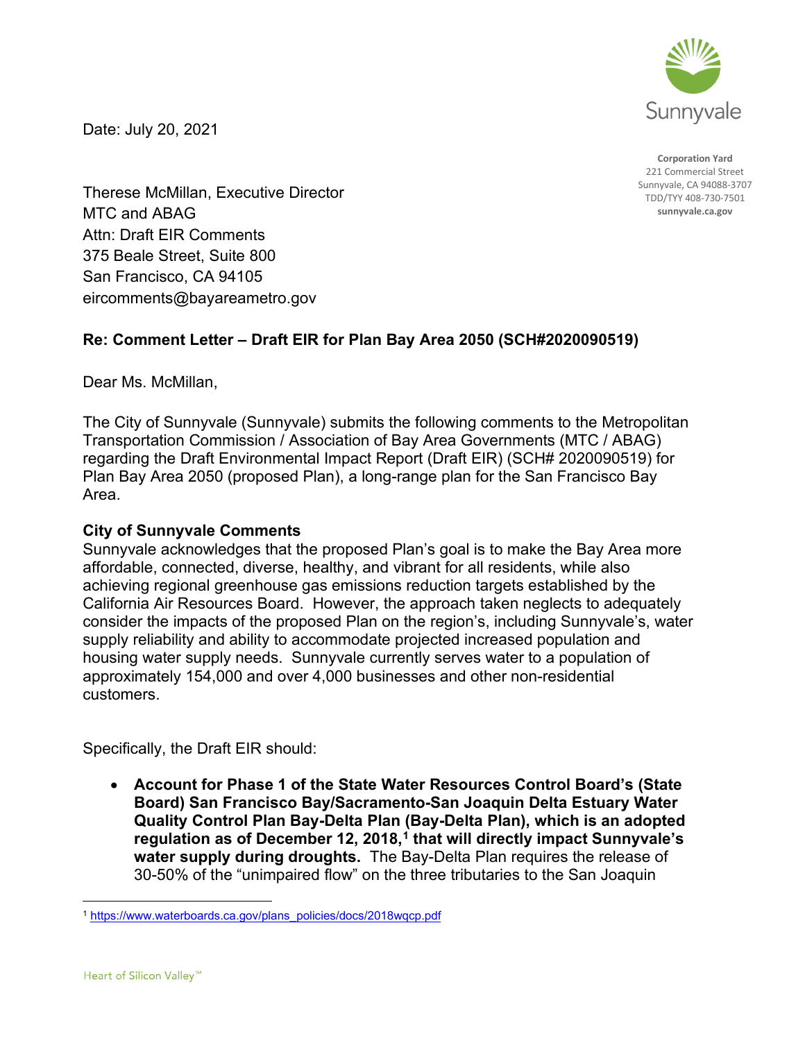Sunnyvale

**Corporation Yard**
221 Commercial Street
Sunnyvale, CA 94088-3707
TDD/TYY 408-730-7501
**sunnyvale.ca.gov**

Date: July 20, 2021

Therese McMillan, Executive Director
MTC and ABAG
Attn: Draft EIR Comments
375 Beale Street, Suite 800
San Francisco, CA 94105
eircomments@bayareametro.gov

**Re: Comment Letter – Draft EIR for Plan Bay Area 2050 (SCH#2020090519)**

Dear Ms. McMillan,

The City of Sunnyvale (Sunnyvale) submits the following comments to the Metropolitan Transportation Commission / Association of Bay Area Governments (MTC / ABAG) regarding the Draft Environmental Impact Report (Draft EIR) (SCH# 2020090519) for Plan Bay Area 2050 (proposed Plan), a long-range plan for the San Francisco Bay Area.

**City of Sunnyvale Comments**

Sunnyvale acknowledges that the proposed Plan's goal is to make the Bay Area more affordable, connected, diverse, healthy, and vibrant for all residents, while also achieving regional greenhouse gas emissions reduction targets established by the California Air Resources Board. However, the approach taken neglects to adequately consider the impacts of the proposed Plan on the region's, including Sunnyvale's, water supply reliability and ability to accommodate projected increased population and housing water supply needs. Sunnyvale currently serves water to a population of approximately 154,000 and over 4,000 businesses and other non-residential customers.

Specifically, the Draft EIR should:

- **Account for Phase 1 of the State Water Resources Control Board's (State Board) San Francisco Bay/Sacramento-San Joaquin Delta Estuary Water Quality Control Plan Bay-Delta Plan (Bay-Delta Plan), which is an adopted regulation as of December 12, 2018,[1] that will directly impact Sunnyvale's water supply during droughts.** The Bay-Delta Plan requires the release of 30-50% of the "unimpaired flow" on the three tributaries to the San Joaquin

[1] https://www.waterboards.ca.gov/plans_policies/docs/2018wqcp.pdf

Heart of Silicon Valley℠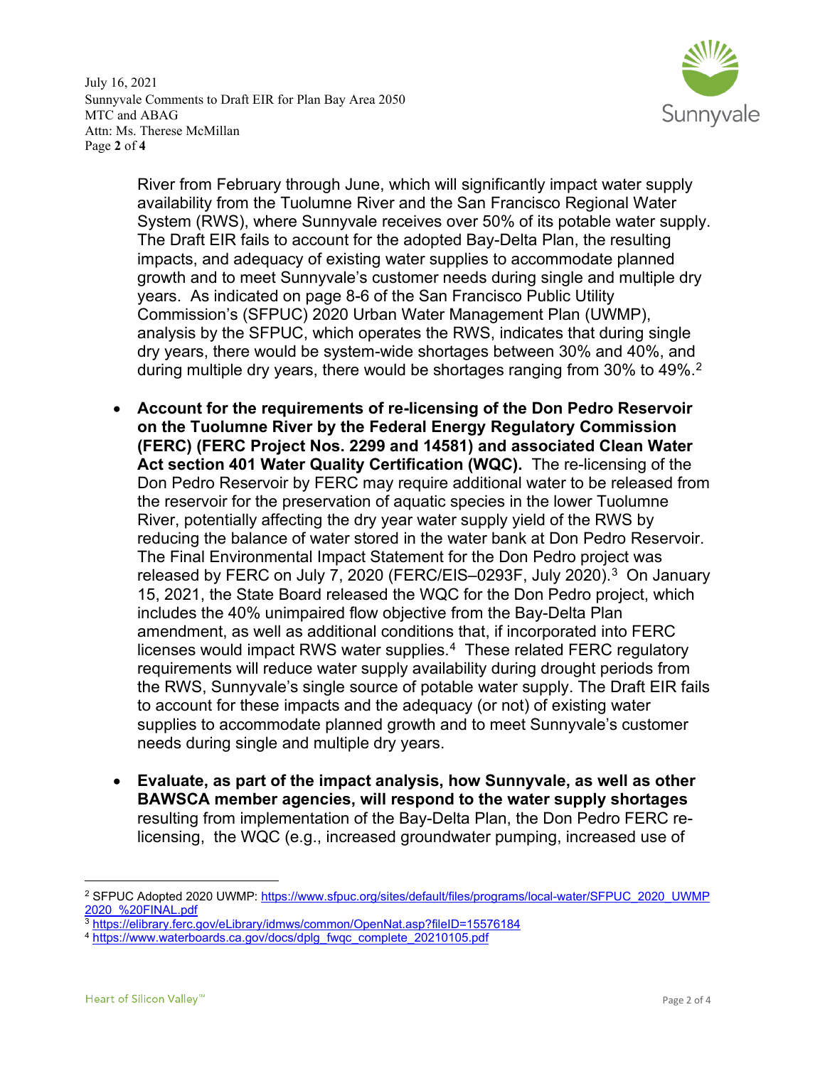River from February through June, which will significantly impact water supply availability from the Tuolumne River and the San Francisco Regional Water System (RWS), where Sunnyvale receives over 50% of its potable water supply. The Draft EIR fails to account for the adopted Bay-Delta Plan, the resulting impacts, and adequacy of existing water supplies to accommodate planned growth and to meet Sunnyvale's customer needs during single and multiple dry years. As indicated on page 8-6 of the San Francisco Public Utility Commission's (SFPUC) 2020 Urban Water Management Plan (UWMP), analysis by the SFPUC, which operates the RWS, indicates that during single dry years, there would be system-wide shortages between 30% and 40%, and during multiple dry years, there would be shortages ranging from 30% to 49%.[2]

- **Account for the requirements of re-licensing of the Don Pedro Reservoir on the Tuolumne River by the Federal Energy Regulatory Commission (FERC) (FERC Project Nos. 2299 and 14581) and associated Clean Water Act section 401 Water Quality Certification (WQC).** The re-licensing of the Don Pedro Reservoir by FERC may require additional water to be released from the reservoir for the preservation of aquatic species in the lower Tuolumne River, potentially affecting the dry year water supply yield of the RWS by reducing the balance of water stored in the water bank at Don Pedro Reservoir. The Final Environmental Impact Statement for the Don Pedro project was released by FERC on July 7, 2020 (FERC/EIS–0293F, July 2020).[3] On January 15, 2021, the State Board released the WQC for the Don Pedro project, which includes the 40% unimpaired flow objective from the Bay-Delta Plan amendment, as well as additional conditions that, if incorporated into FERC licenses would impact RWS water supplies.[4] These related FERC regulatory requirements will reduce water supply availability during drought periods from the RWS, Sunnyvale's single source of potable water supply. The Draft EIR fails to account for these impacts and the adequacy (or not) of existing water supplies to accommodate planned growth and to meet Sunnyvale's customer needs during single and multiple dry years.

- **Evaluate, as part of the impact analysis, how Sunnyvale, as well as other BAWSCA member agencies, will respond to the water supply shortages** resulting from implementation of the Bay-Delta Plan, the Don Pedro FERC re-licensing, the WQC (e.g., increased groundwater pumping, increased use of

---

[2] SFPUC Adopted 2020 UWMP: https://www.sfpuc.org/sites/default/files/programs/local-water/SFPUC_2020_UWMP2020_%20FINAL.pdf

[3] https://elibrary.ferc.gov/eLibrary/idmws/common/OpenNat.asp?fileID=15576184

[4] https://www.waterboards.ca.gov/docs/dplg_fwqc_complete_20210105.pdf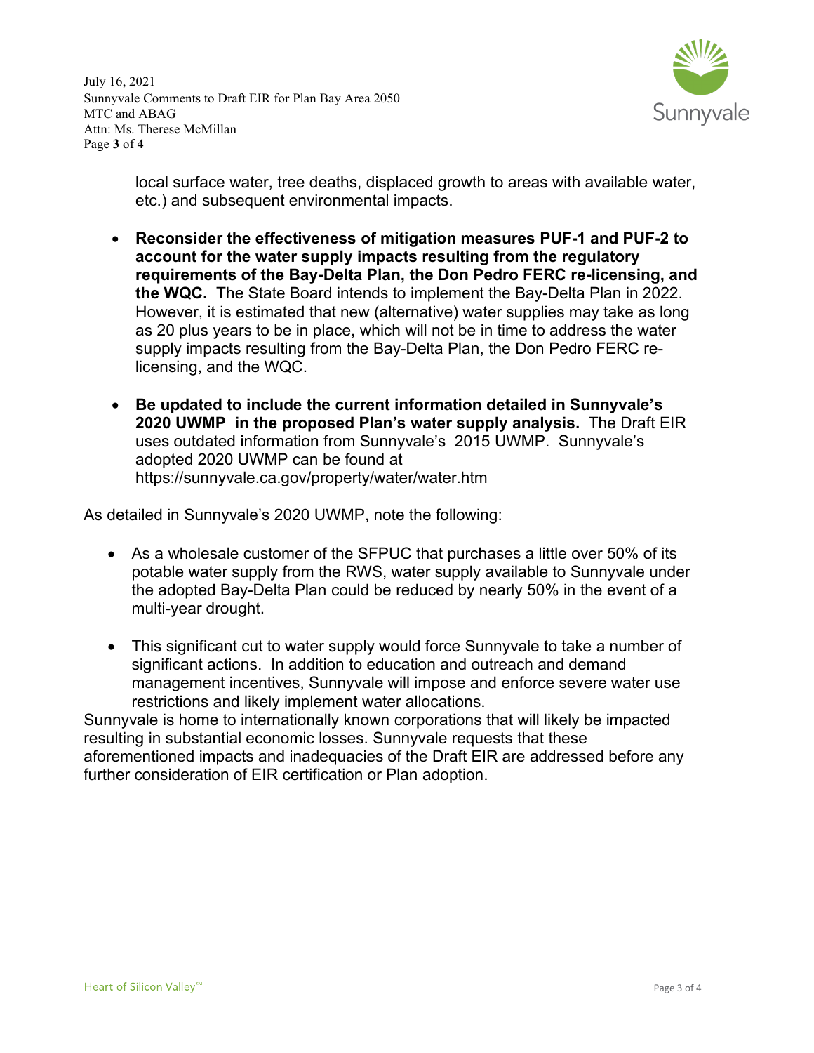local surface water, tree deaths, displaced growth to areas with available water, etc.) and subsequent environmental impacts.

- **Reconsider the effectiveness of mitigation measures PUF-1 and PUF-2 to account for the water supply impacts resulting from the regulatory requirements of the Bay-Delta Plan, the Don Pedro FERC re-licensing, and the WQC.** The State Board intends to implement the Bay-Delta Plan in 2022. However, it is estimated that new (alternative) water supplies may take as long as 20 plus years to be in place, which will not be in time to address the water supply impacts resulting from the Bay-Delta Plan, the Don Pedro FERC re-licensing, and the WQC.
- **Be updated to include the current information detailed in Sunnyvale's 2020 UWMP in the proposed Plan's water supply analysis.** The Draft EIR uses outdated information from Sunnyvale's 2015 UWMP. Sunnyvale's adopted 2020 UWMP can be found at https://sunnyvale.ca.gov/property/water/water.htm

As detailed in Sunnyvale's 2020 UWMP, note the following:

- As a wholesale customer of the SFPUC that purchases a little over 50% of its potable water supply from the RWS, water supply available to Sunnyvale under the adopted Bay-Delta Plan could be reduced by nearly 50% in the event of a multi-year drought.
- This significant cut to water supply would force Sunnyvale to take a number of significant actions. In addition to education and outreach and demand management incentives, Sunnyvale will impose and enforce severe water use restrictions and likely implement water allocations.

Sunnyvale is home to internationally known corporations that will likely be impacted resulting in substantial economic losses. Sunnyvale requests that these aforementioned impacts and inadequacies of the Draft EIR are addressed before any further consideration of EIR certification or Plan adoption.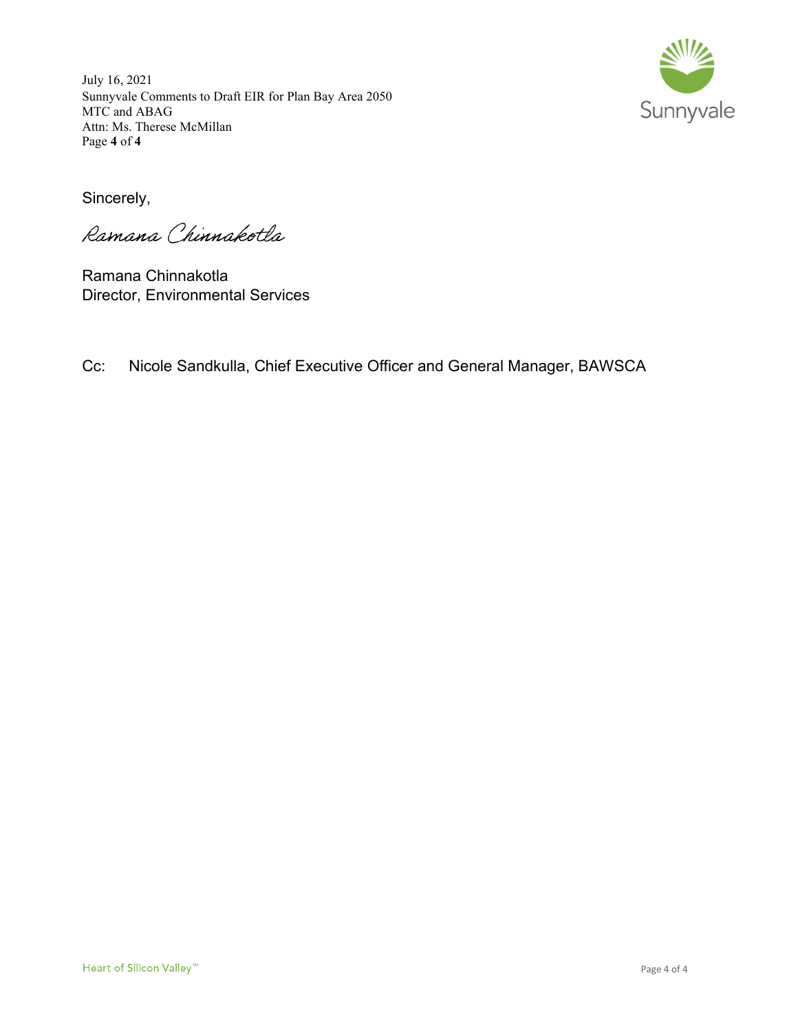Sincerely,

Ramana Chinnakotla

Ramana Chinnakotla
Director, Environmental Services

Cc: Nicole Sandkulla, Chief Executive Officer and General Manager, BAWSCA